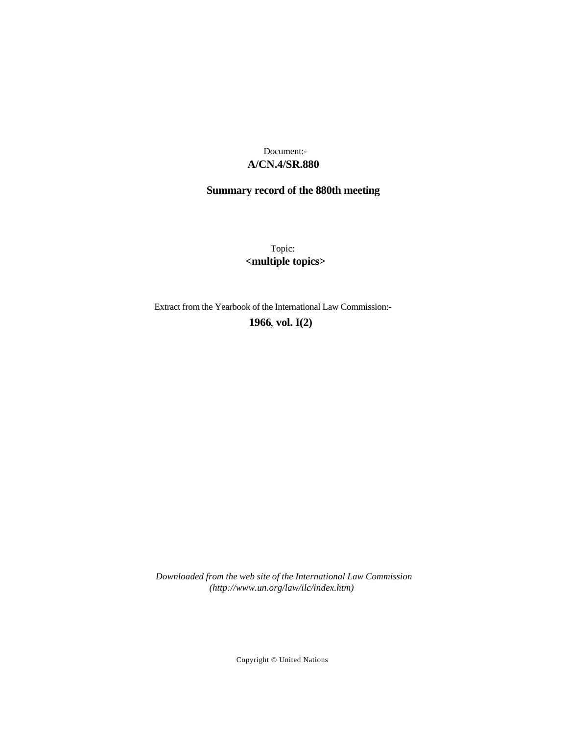Document:-

**A/CN.4/SR.880**

**Summary record of the 880th meeting**

Topic:

**<multiple topics>**

Extract from the Yearbook of the International Law Commission:-

**1966, vol. I(2)**

*Downloaded from the web site of the International Law Commission (http://www.un.org/law/ilc/index.htm)*

Copyright © United Nations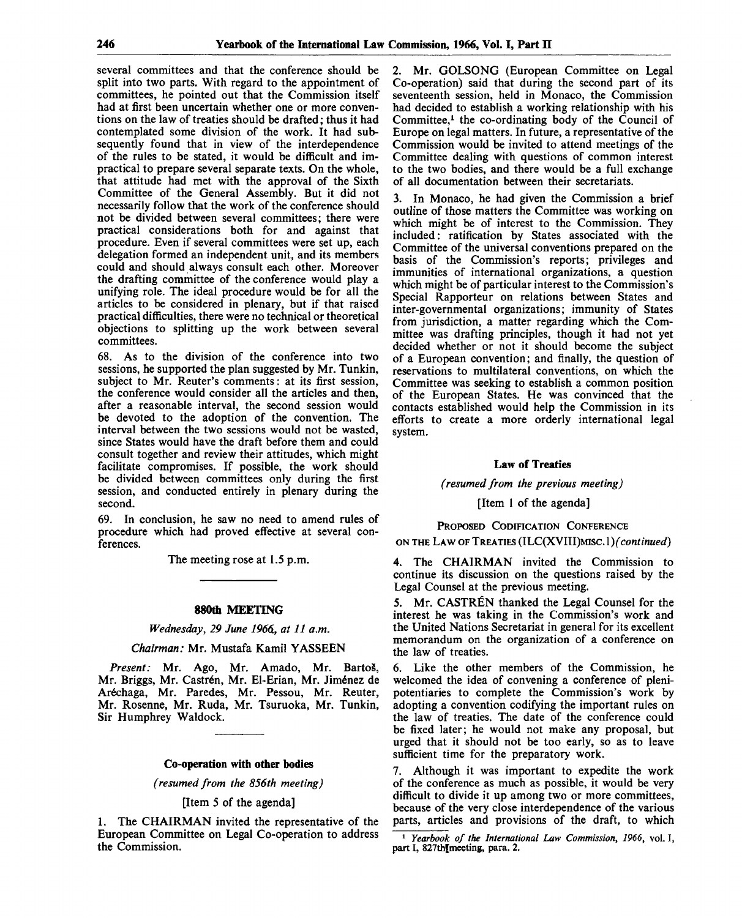several committees and that the conference should be split into two parts. With regard to the appointment of committees, he pointed out that the Commission itself had at first been uncertain whether one or more conventions on the law of treaties should be drafted; thus it had contemplated some division of the work. It had subsequently found that in view of the interdependence of the rules to be stated, it would be difficult and impractical to prepare several separate texts. On the whole, that attitude had met with the approval of the Sixth Committee of the General Assembly. But it did not necessarily follow that the work of the conference should not be divided between several committees; there were practical considerations both for and against that procedure. Even if several committees were set up, each delegation formed an independent unit, and its members could and should always consult each other. Moreover the drafting committee of the conference would play a unifying role. The ideal procedure would be for all the articles to be considered in plenary, but if that raised practical difficulties, there were no technical or theoretical objections to splitting up the work between several committees.

68. As to the division of the conference into two sessions, he supported the plan suggested by Mr. Tunkin, subject to Mr. Reuter's comments: at its first session, the conference would consider all the articles and then, after a reasonable interval, the second session would be devoted to the adoption of the convention. The interval between the two sessions would not be wasted, since States would have the draft before them and could consult together and review their attitudes, which might facilitate compromises. If possible, the work should be divided between committees only during the first session, and conducted entirely in plenary during the second.

69. In conclusion, he saw no need to amend rules of procedure which had proved effective at several conferences.

The meeting rose at 1.5 p.m.

## 880th MEETING

*Wednesday, 29 June 1966, at 11 a.m.*

*Chairman:* Mr. Mustafa Kamil YASSEEN

*Present:* Mr. Ago, Mr. Amado, Mr. Bartoš, Mr. Briggs, Mr. Castrén, Mr. El-Erian, Mr. Jiménez de Aréchaga, Mr. Paredes, Mr. Pessou, Mr. Reuter, Mr. Rosenne, Mr. Ruda, Mr. Tsuruoka, Mr. Tunkin, Sir Humphrey Waldock.

### Co-operation with other bodies

*(resumed from the 856th meeting)*

[Item 5 of the agenda]

1. The CHAIRMAN invited the representative of the European Committee on Legal Co-operation to address the Commission.

2. Mr. GOLSONG (European Committee on Legal Co-operation) said that during the second part of its seventeenth session, held in Monaco, the Commission had decided to establish a working relationship with his Committee,[1] the co-ordinating body of the Council of Europe on legal matters. In future, a representative of the Commission would be invited to attend meetings of the Committee dealing with questions of common interest to the two bodies, and there would be a full exchange of all documentation between their secretariats.

3. In Monaco, he had given the Commission a brief outline of those matters the Committee was working on which might be of interest to the Commission. They included: ratification by States associated with the Committee of the universal conventions prepared on the basis of the Commission's reports; privileges and immunities of international organizations, a question which might be of particular interest to the Commission's Special Rapporteur on relations between States and inter-governmental organizations; immunity of States from jurisdiction, a matter regarding which the Committee was drafting principles, though it had not yet decided whether or not it should become the subject of a European convention; and finally, the question of reservations to multilateral conventions, on which the Committee was seeking to establish a common position of the European States. He was convinced that the contacts established would help the Commission in its efforts to create a more orderly international legal system.

### Law of Treaties

*(resumed from the previous meeting)*

[Item 1 of the agenda]

PROPOSED CODIFICATION CONFERENCE ON THE LAW OF TREATIES (ILC(XVIII)MISC.1)*(continued)*

4. The CHAIRMAN invited the Commission to continue its discussion on the questions raised by the Legal Counsel at the previous meeting.

5. Mr. CASTRÉN thanked the Legal Counsel for the interest he was taking in the Commission's work and the United Nations Secretariat in general for its excellent memorandum on the organization of a conference on the law of treaties.

6. Like the other members of the Commission, he welcomed the idea of convening a conference of plenipotentiaries to complete the Commission's work by adopting a convention codifying the important rules on the law of treaties. The date of the conference could be fixed later; he would not make any proposal, but urged that it should not be too early, so as to leave sufficient time for the preparatory work.

7. Although it was important to expedite the work of the conference as much as possible, it would be very difficult to divide it up among two or more committees, because of the very close interdependence of the various parts, articles and provisions of the draft, to which

[1] *Yearbook of the International Law Commission, 1966*, vol. I, part I, 827th meeting, para. 2.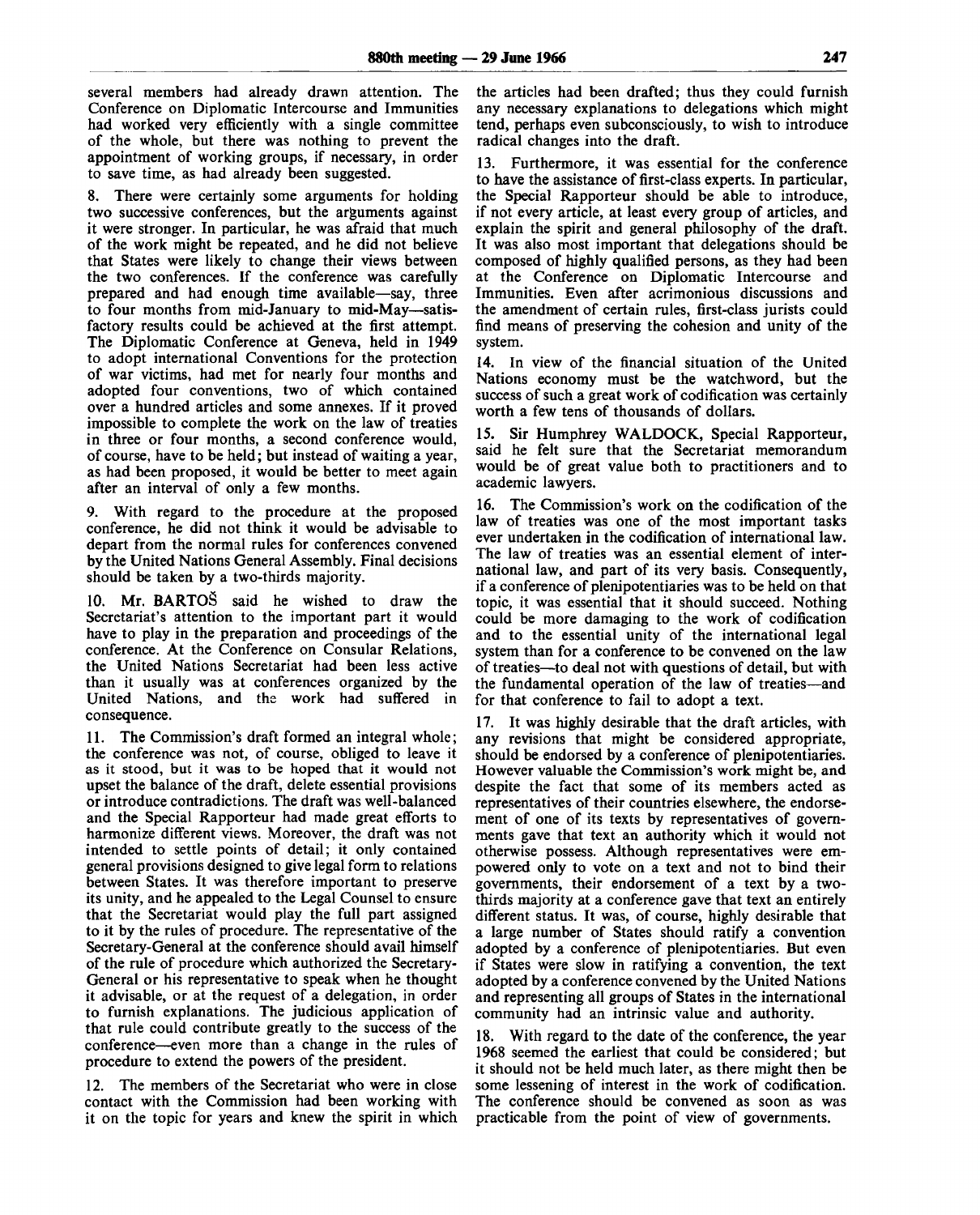several members had already drawn attention. The Conference on Diplomatic Intercourse and Immunities had worked very efficiently with a single committee of the whole, but there was nothing to prevent the appointment of working groups, if necessary, in order to save time, as had already been suggested.

8. There were certainly some arguments for holding two successive conferences, but the arguments against it were stronger. In particular, he was afraid that much of the work might be repeated, and he did not believe that States were likely to change their views between the two conferences. If the conference was carefully prepared and had enough time available—say, three to four months from mid-January to mid-May—satisfactory results could be achieved at the first attempt. The Diplomatic Conference at Geneva, held in 1949 to adopt international Conventions for the protection of war victims, had met for nearly four months and adopted four conventions, two of which contained over a hundred articles and some annexes. If it proved impossible to complete the work on the law of treaties in three or four months, a second conference would, of course, have to be held; but instead of waiting a year, as had been proposed, it would be better to meet again after an interval of only a few months.

9. With regard to the procedure at the proposed conference, he did not think it would be advisable to depart from the normal rules for conferences convened by the United Nations General Assembly. Final decisions should be taken by a two-thirds majority.

10. Mr. BARTOŠ said he wished to draw the Secretariat's attention to the important part it would have to play in the preparation and proceedings of the conference. At the Conference on Consular Relations, the United Nations Secretariat had been less active than it usually was at conferences organized by the United Nations, and the work had suffered in consequence.

11. The Commission's draft formed an integral whole; the conference was not, of course, obliged to leave it as it stood, but it was to be hoped that it would not upset the balance of the draft, delete essential provisions or introduce contradictions. The draft was well-balanced and the Special Rapporteur had made great efforts to harmonize different views. Moreover, the draft was not intended to settle points of detail; it only contained general provisions designed to give legal form to relations between States. It was therefore important to preserve its unity, and he appealed to the Legal Counsel to ensure that the Secretariat would play the full part assigned to it by the rules of procedure. The representative of the Secretary-General at the conference should avail himself of the rule of procedure which authorized the Secretary-General or his representative to speak when he thought it advisable, or at the request of a delegation, in order to furnish explanations. The judicious application of that rule could contribute greatly to the success of the conference—even more than a change in the rules of procedure to extend the powers of the president.

12. The members of the Secretariat who were in close contact with the Commission had been working with it on the topic for years and knew the spirit in which the articles had been drafted; thus they could furnish any necessary explanations to delegations which might tend, perhaps even subconsciously, to wish to introduce radical changes into the draft.

13. Furthermore, it was essential for the conference to have the assistance of first-class experts. In particular, the Special Rapporteur should be able to introduce, if not every article, at least every group of articles, and explain the spirit and general philosophy of the draft. It was also most important that delegations should be composed of highly qualified persons, as they had been at the Conference on Diplomatic Intercourse and Immunities. Even after acrimonious discussions and the amendment of certain rules, first-class jurists could find means of preserving the cohesion and unity of the system.

14. In view of the financial situation of the United Nations economy must be the watchword, but the success of such a great work of codification was certainly worth a few tens of thousands of dollars.

15. Sir Humphrey WALDOCK, Special Rapporteur, said he felt sure that the Secretariat memorandum would be of great value both to practitioners and to academic lawyers.

16. The Commission's work on the codification of the law of treaties was one of the most important tasks ever undertaken in the codification of international law. The law of treaties was an essential element of international law, and part of its very basis. Consequently, if a conference of plenipotentiaries was to be held on that topic, it was essential that it should succeed. Nothing could be more damaging to the work of codification and to the essential unity of the international legal system than for a conference to be convened on the law of treaties—to deal not with questions of detail, but with the fundamental operation of the law of treaties—and for that conference to fail to adopt a text.

17. It was highly desirable that the draft articles, with any revisions that might be considered appropriate, should be endorsed by a conference of plenipotentiaries. However valuable the Commission's work might be, and despite the fact that some of its members acted as representatives of their countries elsewhere, the endorsement of one of its texts by representatives of governments gave that text an authority which it would not otherwise possess. Although representatives were empowered only to vote on a text and not to bind their governments, their endorsement of a text by a two-thirds majority at a conference gave that text an entirely different status. It was, of course, highly desirable that a large number of States should ratify a convention adopted by a conference of plenipotentiaries. But even if States were slow in ratifying a convention, the text adopted by a conference convened by the United Nations and representing all groups of States in the international community had an intrinsic value and authority.

18. With regard to the date of the conference, the year 1968 seemed the earliest that could be considered; but it should not be held much later, as there might then be some lessening of interest in the work of codification. The conference should be convened as soon as was practicable from the point of view of governments.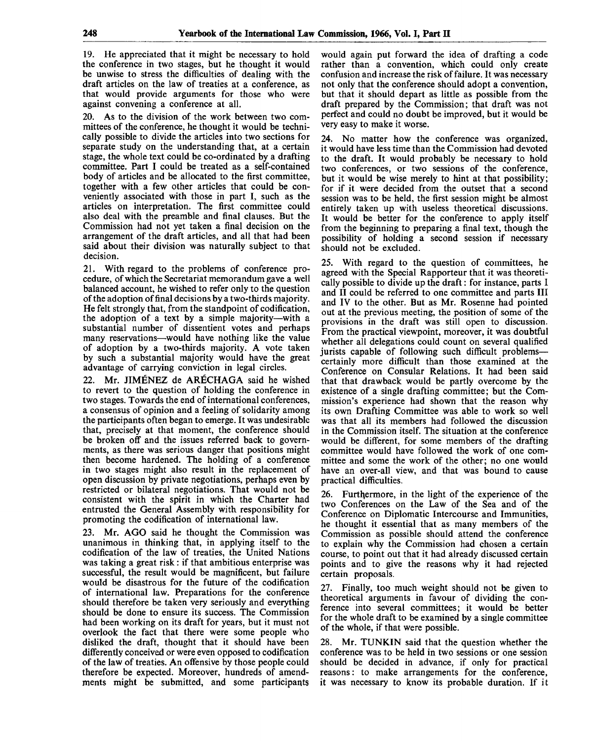19. He appreciated that it might be necessary to hold the conference in two stages, but he thought it would be unwise to stress the difficulties of dealing with the draft articles on the law of treaties at a conference, as that would provide arguments for those who were against convening a conference at all.

20. As to the division of the work between two committees of the conference, he thought it would be technically possible to divide the articles into two sections for separate study on the understanding that, at a certain stage, the whole text could be co-ordinated by a drafting committee. Part I could be treated as a self-contained body of articles and be allocated to the first committee, together with a few other articles that could be conveniently associated with those in part I, such as the articles on interpretation. The first committee could also deal with the preamble and final clauses. But the Commission had not yet taken a final decision on the arrangement of the draft articles, and all that had been said about their division was naturally subject to that decision.

21. With regard to the problems of conference procedure, of which the Secretariat memorandum gave a well balanced account, he wished to refer only to the question of the adoption of final decisions by a two-thirds majority. He felt strongly that, from the standpoint of codification, the adoption of a text by a simple majority—with a substantial number of dissentient votes and perhaps many reservations—would have nothing like the value of adoption by a two-thirds majority. A vote taken by such a substantial majority would have the great advantage of carrying conviction in legal circles.

22. Mr. JIMÉNEZ de ARÉCHAGA said he wished to revert to the question of holding the conference in two stages. Towards the end of international conferences, a consensus of opinion and a feeling of solidarity among the participants often began to emerge. It was undesirable that, precisely at that moment, the conference should be broken off and the issues referred back to governments, as there was serious danger that positions might then become hardened. The holding of a conference in two stages might also result in the replacement of open discussion by private negotiations, perhaps even by restricted or bilateral negotiations. That would not be consistent with the spirit in which the Charter had entrusted the General Assembly with responsibility for promoting the codification of international law.

23. Mr. AGO said he thought the Commission was unanimous in thinking that, in applying itself to the codification of the law of treaties, the United Nations was taking a great risk: if that ambitious enterprise was successful, the result would be magnificent, but failure would be disastrous for the future of the codification of international law. Preparations for the conference should therefore be taken very seriously and everything should be done to ensure its success. The Commission had been working on its draft for years, but it must not overlook the fact that there were some people who disliked the draft, thought that it should have been differently conceived or were even opposed to codification of the law of treaties. An offensive by those people could therefore be expected. Moreover, hundreds of amendments might be submitted, and some participants would again put forward the idea of drafting a code rather than a convention, which could only create confusion and increase the risk of failure. It was necessary not only that the conference should adopt a convention, but that it should depart as little as possible from the draft prepared by the Commission; that draft was not perfect and could no doubt be improved, but it would be very easy to make it worse.

24. No matter how the conference was organized, it would have less time than the Commission had devoted to the draft. It would probably be necessary to hold two conferences, or two sessions of the conference, but it would be wise merely to hint at that possibility; for if it were decided from the outset that a second session was to be held, the first session might be almost entirely taken up with useless theoretical discussions. It would be better for the conference to apply itself from the beginning to preparing a final text, though the possibility of holding a second session if necessary should not be excluded.

25. With regard to the question of committees, he agreed with the Special Rapporteur that it was theoretically possible to divide up the draft: for instance, parts I and II could be referred to one committee and parts III and IV to the other. But as Mr. Rosenne had pointed out at the previous meeting, the position of some of the provisions in the draft was still open to discussion. From the practical viewpoint, moreover, it was doubtful whether all delegations could count on several qualified jurists capable of following such difficult problems—certainly more difficult than those examined at the Conference on Consular Relations. It had been said that that drawback would be partly overcome by the existence of a single drafting committee; but the Commission's experience had shown that the reason why its own Drafting Committee was able to work so well was that all its members had followed the discussion in the Commission itself. The situation at the conference would be different, for some members of the drafting committee would have followed the work of one committee and some the work of the other; no one would have an over-all view, and that was bound to cause practical difficulties.

26. Furthermore, in the light of the experience of the two Conferences on the Law of the Sea and of the Conference on Diplomatic Intercourse and Immunities, he thought it essential that as many members of the Commission as possible should attend the conference to explain why the Commission had chosen a certain course, to point out that it had already discussed certain points and to give the reasons why it had rejected certain proposals.

27. Finally, too much weight should not be given to theoretical arguments in favour of dividing the conference into several committees; it would be better for the whole draft to be examined by a single committee of the whole, if that were possible.

28. Mr. TUNKIN said that the question whether the conference was to be held in two sessions or one session should be decided in advance, if only for practical reasons: to make arrangements for the conference, it was necessary to know its probable duration. If it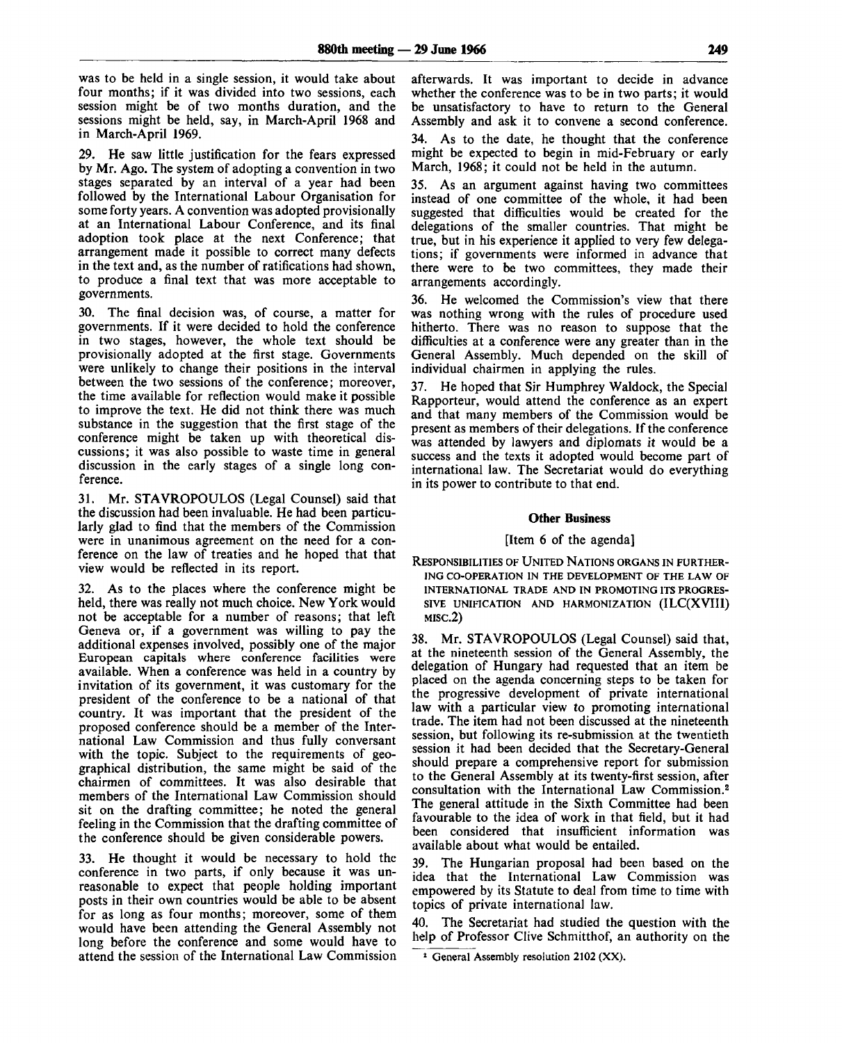was to be held in a single session, it would take about four months; if it was divided into two sessions, each session might be of two months duration, and the sessions might be held, say, in March-April 1968 and in March-April 1969.

29. He saw little justification for the fears expressed by Mr. Ago. The system of adopting a convention in two stages separated by an interval of a year had been followed by the International Labour Organisation for some forty years. A convention was adopted provisionally at an International Labour Conference, and its final adoption took place at the next Conference; that arrangement made it possible to correct many defects in the text and, as the number of ratifications had shown, to produce a final text that was more acceptable to governments.

30. The final decision was, of course, a matter for governments. If it were decided to hold the conference in two stages, however, the whole text should be provisionally adopted at the first stage. Governments were unlikely to change their positions in the interval between the two sessions of the conference; moreover, the time available for reflection would make it possible to improve the text. He did not think there was much substance in the suggestion that the first stage of the conference might be taken up with theoretical discussions; it was also possible to waste time in general discussion in the early stages of a single long conference.

31. Mr. STAVROPOULOS (Legal Counsel) said that the discussion had been invaluable. He had been particularly glad to find that the members of the Commission were in unanimous agreement on the need for a conference on the law of treaties and he hoped that that view would be reflected in its report.

32. As to the places where the conference might be held, there was really not much choice. New York would not be acceptable for a number of reasons; that left Geneva or, if a government was willing to pay the additional expenses involved, possibly one of the major European capitals where conference facilities were available. When a conference was held in a country by invitation of its government, it was customary for the president of the conference to be a national of that country. It was important that the president of the proposed conference should be a member of the International Law Commission and thus fully conversant with the topic. Subject to the requirements of geographical distribution, the same might be said of the chairmen of committees. It was also desirable that members of the International Law Commission should sit on the drafting committee; he noted the general feeling in the Commission that the drafting committee of the conference should be given considerable powers.

33. He thought it would be necessary to hold the conference in two parts, if only because it was unreasonable to expect that people holding important posts in their own countries would be able to be absent for as long as four months; moreover, some of them would have been attending the General Assembly not long before the conference and some would have to attend the session of the International Law Commission afterwards. It was important to decide in advance whether the conference was to be in two parts; it would be unsatisfactory to have to return to the General Assembly and ask it to convene a second conference.

34. As to the date, he thought that the conference might be expected to begin in mid-February or early March, 1968; it could not be held in the autumn.

35. As an argument against having two committees instead of one committee of the whole, it had been suggested that difficulties would be created for the delegations of the smaller countries. That might be true, but in his experience it applied to very few delegations; if governments were informed in advance that there were to be two committees, they made their arrangements accordingly.

36. He welcomed the Commission's view that there was nothing wrong with the rules of procedure used hitherto. There was no reason to suppose that the difficulties at a conference were any greater than in the General Assembly. Much depended on the skill of individual chairmen in applying the rules.

37. He hoped that Sir Humphrey Waldock, the Special Rapporteur, would attend the conference as an expert and that many members of the Commission would be present as members of their delegations. If the conference was attended by lawyers and diplomats it would be a success and the texts it adopted would become part of international law. The Secretariat would do everything in its power to contribute to that end.

## Other Business

[Item 6 of the agenda]

RESPONSIBILITIES OF UNITED NATIONS ORGANS IN FURTHERING CO-OPERATION IN THE DEVELOPMENT OF THE LAW OF INTERNATIONAL TRADE AND IN PROMOTING ITS PROGRESSIVE UNIFICATION AND HARMONIZATION (ILC(XVIII) MISC.2)

38. Mr. STAVROPOULOS (Legal Counsel) said that, at the nineteenth session of the General Assembly, the delegation of Hungary had requested that an item be placed on the agenda concerning steps to be taken for the progressive development of private international law with a particular view to promoting international trade. The item had not been discussed at the nineteenth session, but following its re-submission at the twentieth session it had been decided that the Secretary-General should prepare a comprehensive report for submission to the General Assembly at its twenty-first session, after consultation with the International Law Commission.[2] The general attitude in the Sixth Committee had been favourable to the idea of work in that field, but it had been considered that insufficient information was available about what would be entailed.

39. The Hungarian proposal had been based on the idea that the International Law Commission was empowered by its Statute to deal from time to time with topics of private international law.

40. The Secretariat had studied the question with the help of Professor Clive Schmitthof, an authority on the

[2] General Assembly resolution 2102 (XX).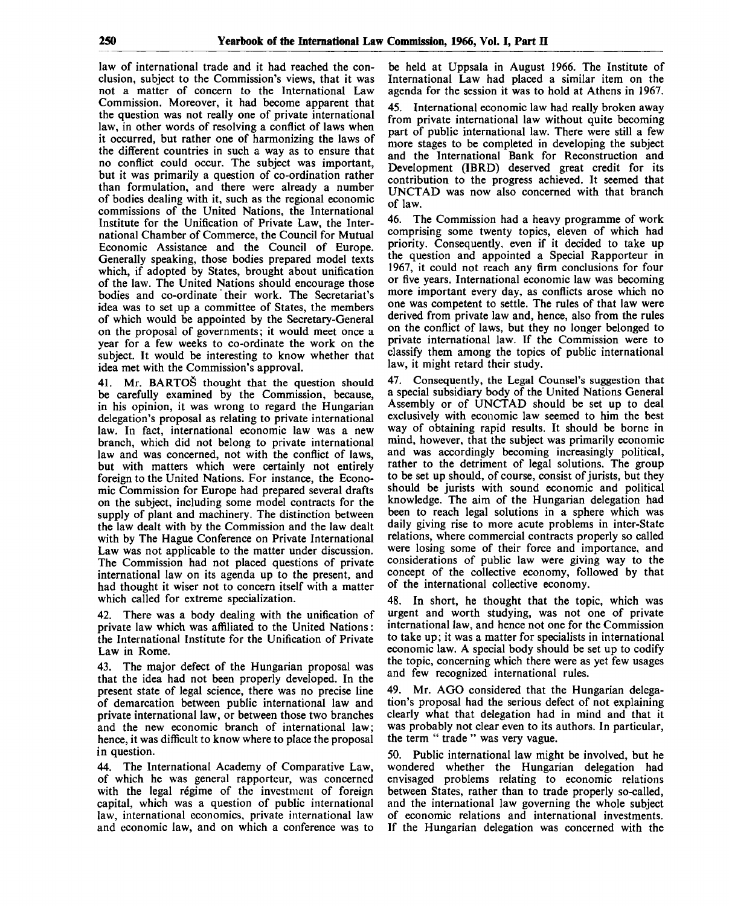law of international trade and it had reached the conclusion, subject to the Commission's views, that it was not a matter of concern to the International Law Commission. Moreover, it had become apparent that the question was not really one of private international law, in other words of resolving a conflict of laws when it occurred, but rather one of harmonizing the laws of the different countries in such a way as to ensure that no conflict could occur. The subject was important, but it was primarily a question of co-ordination rather than formulation, and there were already a number of bodies dealing with it, such as the regional economic commissions of the United Nations, the International Institute for the Unification of Private Law, the International Chamber of Commerce, the Council for Mutual Economic Assistance and the Council of Europe. Generally speaking, those bodies prepared model texts which, if adopted by States, brought about unification of the law. The United Nations should encourage those bodies and co-ordinate their work. The Secretariat's idea was to set up a committee of States, the members of which would be appointed by the Secretary-General on the proposal of governments; it would meet once a year for a few weeks to co-ordinate the work on the subject. It would be interesting to know whether that idea met with the Commission's approval.

41. Mr. BARTOŠ thought that the question should be carefully examined by the Commission, because, in his opinion, it was wrong to regard the Hungarian delegation's proposal as relating to private international law. In fact, international economic law was a new branch, which did not belong to private international law and was concerned, not with the conflict of laws, but with matters which were certainly not entirely foreign to the United Nations. For instance, the Economic Commission for Europe had prepared several drafts on the subject, including some model contracts for the supply of plant and machinery. The distinction between the law dealt with by the Commission and the law dealt with by The Hague Conference on Private International Law was not applicable to the matter under discussion. The Commission had not placed questions of private international law on its agenda up to the present, and had thought it wiser not to concern itself with a matter which called for extreme specialization.

42. There was a body dealing with the unification of private law which was affiliated to the United Nations: the International Institute for the Unification of Private Law in Rome.

43. The major defect of the Hungarian proposal was that the idea had not been properly developed. In the present state of legal science, there was no precise line of demarcation between public international law and private international law, or between those two branches and the new economic branch of international law; hence, it was difficult to know where to place the proposal in question.

44. The International Academy of Comparative Law, of which he was general rapporteur, was concerned with the legal régime of the investment of foreign capital, which was a question of public international law, international economics, private international law and economic law, and on which a conference was to be held at Uppsala in August 1966. The Institute of International Law had placed a similar item on the agenda for the session it was to hold at Athens in 1967.

45. International economic law had really broken away from private international law without quite becoming part of public international law. There were still a few more stages to be completed in developing the subject and the International Bank for Reconstruction and Development (IBRD) deserved great credit for its contribution to the progress achieved. It seemed that UNCTAD was now also concerned with that branch of law.

46. The Commission had a heavy programme of work comprising some twenty topics, eleven of which had priority. Consequently, even if it decided to take up the question and appointed a Special Rapporteur in 1967, it could not reach any firm conclusions for four or five years. International economic law was becoming more important every day, as conflicts arose which no one was competent to settle. The rules of that law were derived from private law and, hence, also from the rules on the conflict of laws, but they no longer belonged to private international law. If the Commission were to classify them among the topics of public international law, it might retard their study.

47. Consequently, the Legal Counsel's suggestion that a special subsidiary body of the United Nations General Assembly or of UNCTAD should be set up to deal exclusively with economic law seemed to him the best way of obtaining rapid results. It should be borne in mind, however, that the subject was primarily economic and was accordingly becoming increasingly political, rather to the detriment of legal solutions. The group to be set up should, of course, consist of jurists, but they should be jurists with sound economic and political knowledge. The aim of the Hungarian delegation had been to reach legal solutions in a sphere which was daily giving rise to more acute problems in inter-State relations, where commercial contracts properly so called were losing some of their force and importance, and considerations of public law were giving way to the concept of the collective economy, followed by that of the international collective economy.

48. In short, he thought that the topic, which was urgent and worth studying, was not one of private international law, and hence not one for the Commission to take up; it was a matter for specialists in international economic law. A special body should be set up to codify the topic, concerning which there were as yet few usages and few recognized international rules.

49. Mr. AGO considered that the Hungarian delegation's proposal had the serious defect of not explaining clearly what that delegation had in mind and that it was probably not clear even to its authors. In particular, the term "trade" was very vague.

50. Public international law might be involved, but he wondered whether the Hungarian delegation had envisaged problems relating to economic relations between States, rather than to trade properly so-called, and the international law governing the whole subject of economic relations and international investments. If the Hungarian delegation was concerned with the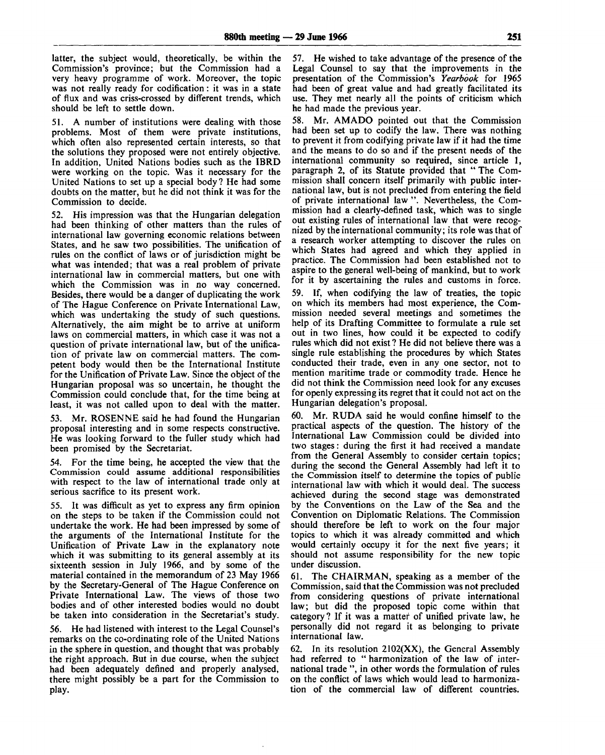latter, the subject would, theoretically, be within the Commission's province; but the Commission had a very heavy programme of work. Moreover, the topic was not really ready for codification: it was in a state of flux and was criss-crossed by different trends, which should be left to settle down.

51. A number of institutions were dealing with those problems. Most of them were private institutions, which often also represented certain interests, so that the solutions they proposed were not entirely objective. In addition, United Nations bodies such as the IBRD were working on the topic. Was it necessary for the United Nations to set up a special body? He had some doubts on the matter, but he did not think it was for the Commission to decide.

52. His impression was that the Hungarian delegation had been thinking of other matters than the rules of international law governing economic relations between States, and he saw two possibilities. The unification of rules on the conflict of laws or of jurisdiction might be what was intended; that was a real problem of private international law in commercial matters, but one with which the Commission was in no way concerned. Besides, there would be a danger of duplicating the work of The Hague Conference on Private International Law, which was undertaking the study of such questions. Alternatively, the aim might be to arrive at uniform laws on commercial matters, in which case it was not a question of private international law, but of the unification of private law on commercial matters. The competent body would then be the International Institute for the Unification of Private Law. Since the object of the Hungarian proposal was so uncertain, he thought the Commission could conclude that, for the time being at least, it was not called upon to deal with the matter.

53. Mr. ROSENNE said he had found the Hungarian proposal interesting and in some respects constructive. He was looking forward to the fuller study which had been promised by the Secretariat.

54. For the time being, he accepted the view that the Commission could assume additional responsibilities with respect to the law of international trade only at serious sacrifice to its present work.

55. It was difficult as yet to express any firm opinion on the steps to be taken if the Commission could not undertake the work. He had been impressed by some of the arguments of the International Institute for the Unification of Private Law in the explanatory note which it was submitting to its general assembly at its sixteenth session in July 1966, and by some of the material contained in the memorandum of 23 May 1966 by the Secretary-General of The Hague Conference on Private International Law. The views of those two bodies and of other interested bodies would no doubt be taken into consideration in the Secretariat's study.

56. He had listened with interest to the Legal Counsel's remarks on the co-ordinating role of the United Nations in the sphere in question, and thought that was probably the right approach. But in due course, when the subject had been adequately defined and properly analysed, there might possibly be a part for the Commission to play.

57. He wished to take advantage of the presence of the Legal Counsel to say that the improvements in the presentation of the Commission's *Yearbook* for 1965 had been of great value and had greatly facilitated its use. They met nearly all the points of criticism which he had made the previous year.

58. Mr. AMADO pointed out that the Commission had been set up to codify the law. There was nothing to prevent it from codifying private law if it had the time and the means to do so and if the present needs of the international community so required, since article 1, paragraph 2, of its Statute provided that "The Commission shall concern itself primarily with public international law, but is not precluded from entering the field of private international law". Nevertheless, the Commission had a clearly-defined task, which was to single out existing rules of international law that were recognized by the international community; its role was that of a research worker attempting to discover the rules on which States had agreed and which they applied in practice. The Commission had been established not to aspire to the general well-being of mankind, but to work for it by ascertaining the rules and customs in force.

59. If, when codifying the law of treaties, the topic on which its members had most experience, the Commission needed several meetings and sometimes the help of its Drafting Committee to formulate a rule set out in two lines, how could it be expected to codify rules which did not exist? He did not believe there was a single rule establishing the procedures by which States conducted their trade, even in any one sector, not to mention maritime trade or commodity trade. Hence he did not think the Commission need look for any excuses for openly expressing its regret that it could not act on the Hungarian delegation's proposal.

60. Mr. RUDA said he would confine himself to the practical aspects of the question. The history of the International Law Commission could be divided into two stages: during the first it had received a mandate from the General Assembly to consider certain topics; during the second the General Assembly had left it to the Commission itself to determine the topics of public international law with which it would deal. The success achieved during the second stage was demonstrated by the Conventions on the Law of the Sea and the Convention on Diplomatic Relations. The Commission should therefore be left to work on the four major topics to which it was already committed and which would certainly occupy it for the next five years; it should not assume responsibility for the new topic under discussion.

61. The CHAIRMAN, speaking as a member of the Commission, said that the Commission was not precluded from considering questions of private international law; but did the proposed topic come within that category? If it was a matter of unified private law, he personally did not regard it as belonging to private international law.

62. In its resolution 2102(XX), the General Assembly had referred to "harmonization of the law of international trade", in other words the formulation of rules on the conflict of laws which would lead to harmonization of the commercial law of different countries.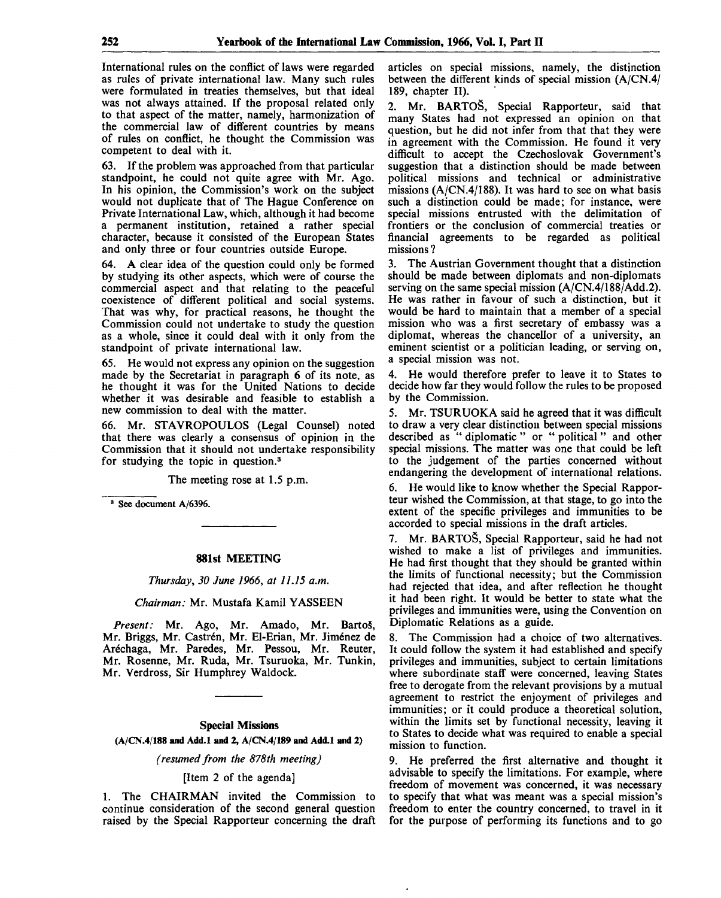International rules on the conflict of laws were regarded as rules of private international law. Many such rules were formulated in treaties themselves, but that ideal was not always attained. If the proposal related only to that aspect of the matter, namely, harmonization of the commercial law of different countries by means of rules on conflict, he thought the Commission was competent to deal with it.

63. If the problem was approached from that particular standpoint, he could not quite agree with Mr. Ago. In his opinion, the Commission's work on the subject would not duplicate that of The Hague Conference on Private International Law, which, although it had become a permanent institution, retained a rather special character, because it consisted of the European States and only three or four countries outside Europe.

64. A clear idea of the question could only be formed by studying its other aspects, which were of course the commercial aspect and that relating to the peaceful coexistence of different political and social systems. That was why, for practical reasons, he thought the Commission could not undertake to study the question as a whole, since it could deal with it only from the standpoint of private international law.

65. He would not express any opinion on the suggestion made by the Secretariat in paragraph 6 of its note, as he thought it was for the United Nations to decide whether it was desirable and feasible to establish a new commission to deal with the matter.

66. Mr. STAVROPOULOS (Legal Counsel) noted that there was clearly a consensus of opinion in the Commission that it should not undertake responsibility for studying the topic in question.[3]

The meeting rose at 1.5 p.m.

[3] See document A/6396.

## 881st MEETING

*Thursday, 30 June 1966, at 11.15 a.m.*

*Chairman:* Mr. Mustafa Kamil YASSEEN

*Present:* Mr. Ago, Mr. Amado, Mr. Bartoš, Mr. Briggs, Mr. Castrén, Mr. El-Erian, Mr. Jiménez de Aréchaga, Mr. Paredes, Mr. Pessou, Mr. Reuter, Mr. Rosenne, Mr. Ruda, Mr. Tsuruoka, Mr. Tunkin, Mr. Verdross, Sir Humphrey Waldock.

### Special Missions

**(A/CN.4/188 and Add.1 and 2, A/CN.4/189 and Add.1 and 2)**

*(resumed from the 878th meeting)*

[Item 2 of the agenda]

1. The CHAIRMAN invited the Commission to continue consideration of the second general question raised by the Special Rapporteur concerning the draft articles on special missions, namely, the distinction between the different kinds of special mission (A/CN.4/189, chapter II).

2. Mr. BARTOŠ, Special Rapporteur, said that many States had not expressed an opinion on that question, but he did not infer from that that they were in agreement with the Commission. He found it very difficult to accept the Czechoslovak Government's suggestion that a distinction should be made between political missions and technical or administrative missions (A/CN.4/188). It was hard to see on what basis such a distinction could be made; for instance, were special missions entrusted with the delimitation of frontiers or the conclusion of commercial treaties or financial agreements to be regarded as political missions?

3. The Austrian Government thought that a distinction should be made between diplomats and non-diplomats serving on the same special mission (A/CN.4/188/Add.2). He was rather in favour of such a distinction, but it would be hard to maintain that a member of a special mission who was a first secretary of embassy was a diplomat, whereas the chancellor of a university, an eminent scientist or a politician leading, or serving on, a special mission was not.

4. He would therefore prefer to leave it to States to decide how far they would follow the rules to be proposed by the Commission.

5. Mr. TSURUOKA said he agreed that it was difficult to draw a very clear distinction between special missions described as "diplomatic" or "political" and other special missions. The matter was one that could be left to the judgement of the parties concerned without endangering the development of international relations.

6. He would like to know whether the Special Rapporteur wished the Commission, at that stage, to go into the extent of the specific privileges and immunities to be accorded to special missions in the draft articles.

7. Mr. BARTOŠ, Special Rapporteur, said he had not wished to make a list of privileges and immunities. He had first thought that they should be granted within the limits of functional necessity; but the Commission had rejected that idea, and after reflection he thought it had been right. It would be better to state what the privileges and immunities were, using the Convention on Diplomatic Relations as a guide.

8. The Commission had a choice of two alternatives. It could follow the system it had established and specify privileges and immunities, subject to certain limitations where subordinate staff were concerned, leaving States free to derogate from the relevant provisions by a mutual agreement to restrict the enjoyment of privileges and immunities; or it could produce a theoretical solution, within the limits set by functional necessity, leaving it to States to decide what was required to enable a special mission to function.

9. He preferred the first alternative and thought it advisable to specify the limitations. For example, where freedom of movement was concerned, it was necessary to specify that what was meant was a special mission's freedom to enter the country concerned, to travel in it for the purpose of performing its functions and to go